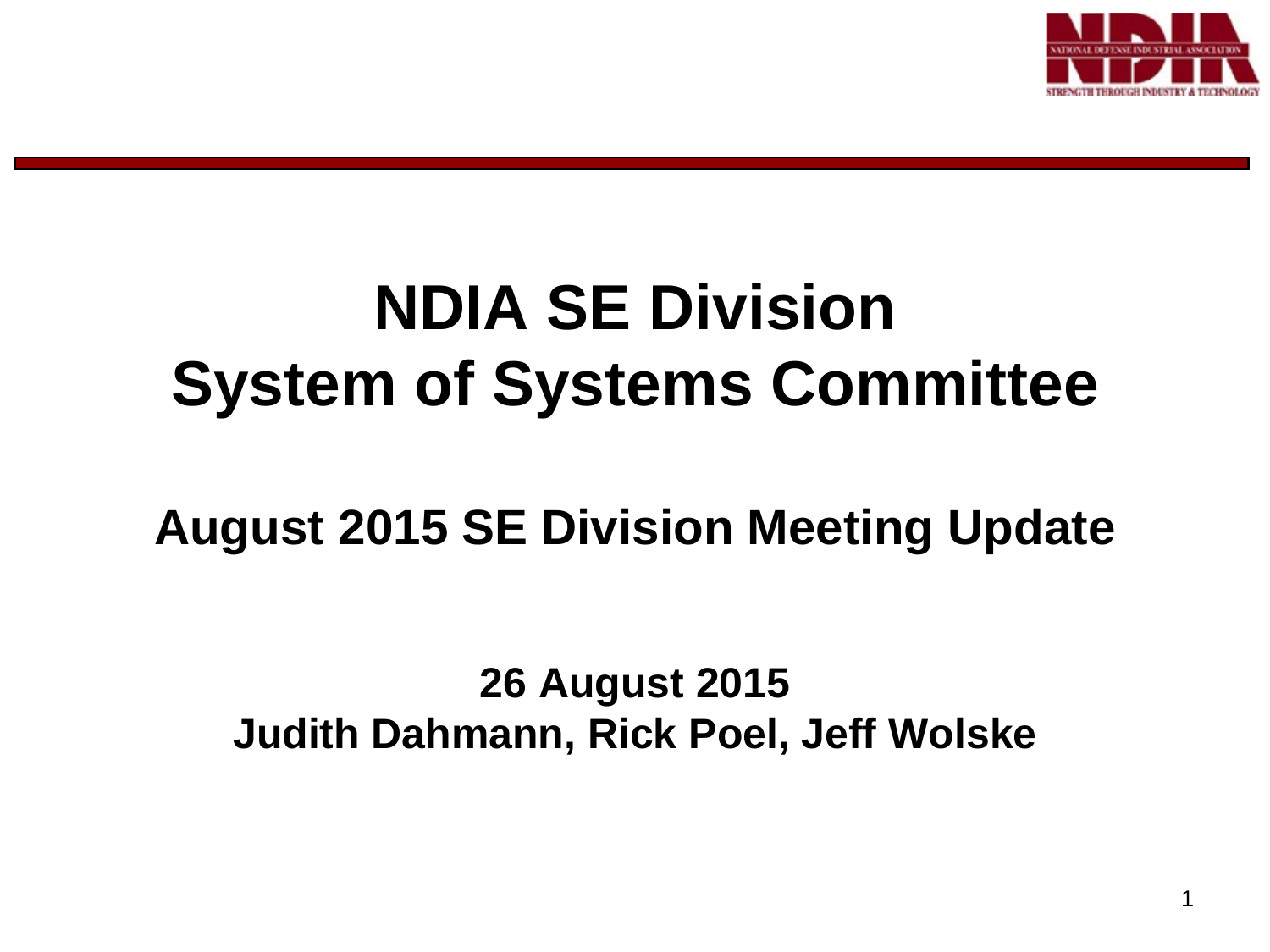# NDIA SE Division System of Systems Committee

## August 2015 SE Division Meeting Update

**26 August 2015**

**Judith Dahmann, Rick Poel, Jeff Wolske**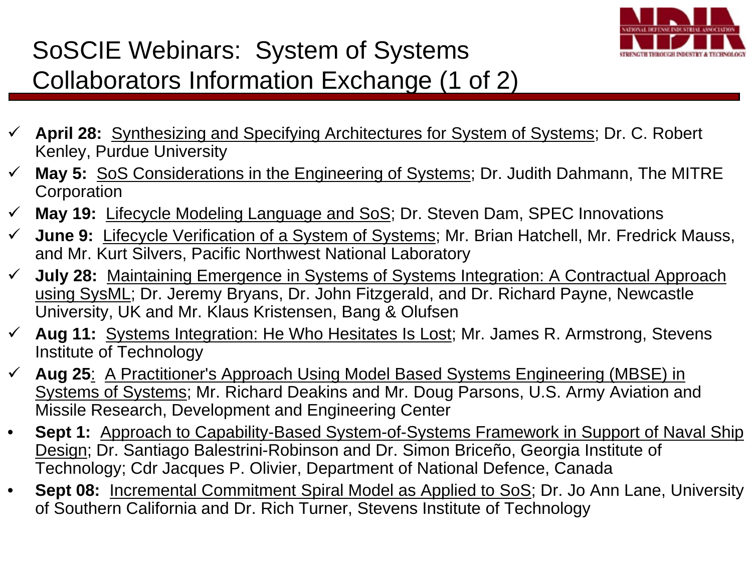# SoSCIE Webinars: System of Systems Collaborators Information Exchange (1 of 2)

- ✓ **April 28:** Synthesizing and Specifying Architectures for System of Systems; Dr. C. Robert Kenley, Purdue University
- ✓ **May 5:** SoS Considerations in the Engineering of Systems; Dr. Judith Dahmann, The MITRE Corporation
- ✓ **May 19:** Lifecycle Modeling Language and SoS; Dr. Steven Dam, SPEC Innovations
- ✓ **June 9:** Lifecycle Verification of a System of Systems; Mr. Brian Hatchell, Mr. Fredrick Mauss, and Mr. Kurt Silvers, Pacific Northwest National Laboratory
- ✓ **July 28:** Maintaining Emergence in Systems of Systems Integration: A Contractual Approach using SysML; Dr. Jeremy Bryans, Dr. John Fitzgerald, and Dr. Richard Payne, Newcastle University, UK and Mr. Klaus Kristensen, Bang & Olufsen
- ✓ **Aug 11:** Systems Integration: He Who Hesitates Is Lost; Mr. James R. Armstrong, Stevens Institute of Technology
- ✓ **Aug 25:** A Practitioner's Approach Using Model Based Systems Engineering (MBSE) in Systems of Systems; Mr. Richard Deakins and Mr. Doug Parsons, U.S. Army Aviation and Missile Research, Development and Engineering Center
- **Sept 1:** Approach to Capability-Based System-of-Systems Framework in Support of Naval Ship Design; Dr. Santiago Balestrini-Robinson and Dr. Simon Briceño, Georgia Institute of Technology; Cdr Jacques P. Olivier, Department of National Defence, Canada
- **Sept 08:** Incremental Commitment Spiral Model as Applied to SoS; Dr. Jo Ann Lane, University of Southern California and Dr. Rich Turner, Stevens Institute of Technology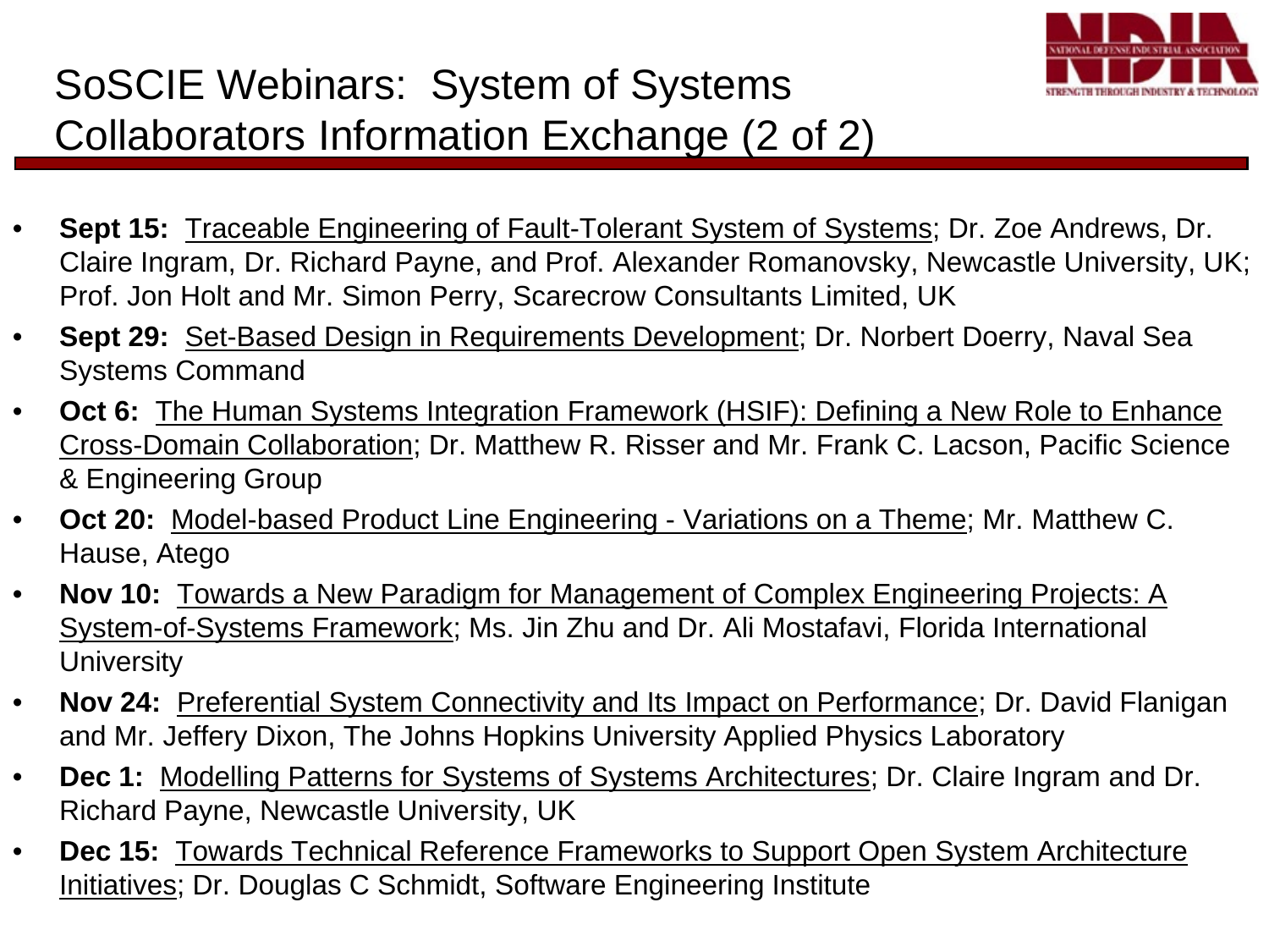# SoSCIE Webinars: System of Systems Collaborators Information Exchange (2 of 2)

- **Sept 15:** Traceable Engineering of Fault-Tolerant System of Systems; Dr. Zoe Andrews, Dr. Claire Ingram, Dr. Richard Payne, and Prof. Alexander Romanovsky, Newcastle University, UK; Prof. Jon Holt and Mr. Simon Perry, Scarecrow Consultants Limited, UK
- **Sept 29:** Set-Based Design in Requirements Development; Dr. Norbert Doerry, Naval Sea Systems Command
- **Oct 6:** The Human Systems Integration Framework (HSIF): Defining a New Role to Enhance Cross-Domain Collaboration; Dr. Matthew R. Risser and Mr. Frank C. Lacson, Pacific Science & Engineering Group
- **Oct 20:** Model-based Product Line Engineering - Variations on a Theme; Mr. Matthew C. Hause, Atego
- **Nov 10:** Towards a New Paradigm for Management of Complex Engineering Projects: A System-of-Systems Framework; Ms. Jin Zhu and Dr. Ali Mostafavi, Florida International University
- **Nov 24:** Preferential System Connectivity and Its Impact on Performance; Dr. David Flanigan and Mr. Jeffery Dixon, The Johns Hopkins University Applied Physics Laboratory
- **Dec 1:** Modelling Patterns for Systems of Systems Architectures; Dr. Claire Ingram and Dr. Richard Payne, Newcastle University, UK
- **Dec 15:** Towards Technical Reference Frameworks to Support Open System Architecture Initiatives; Dr. Douglas C Schmidt, Software Engineering Institute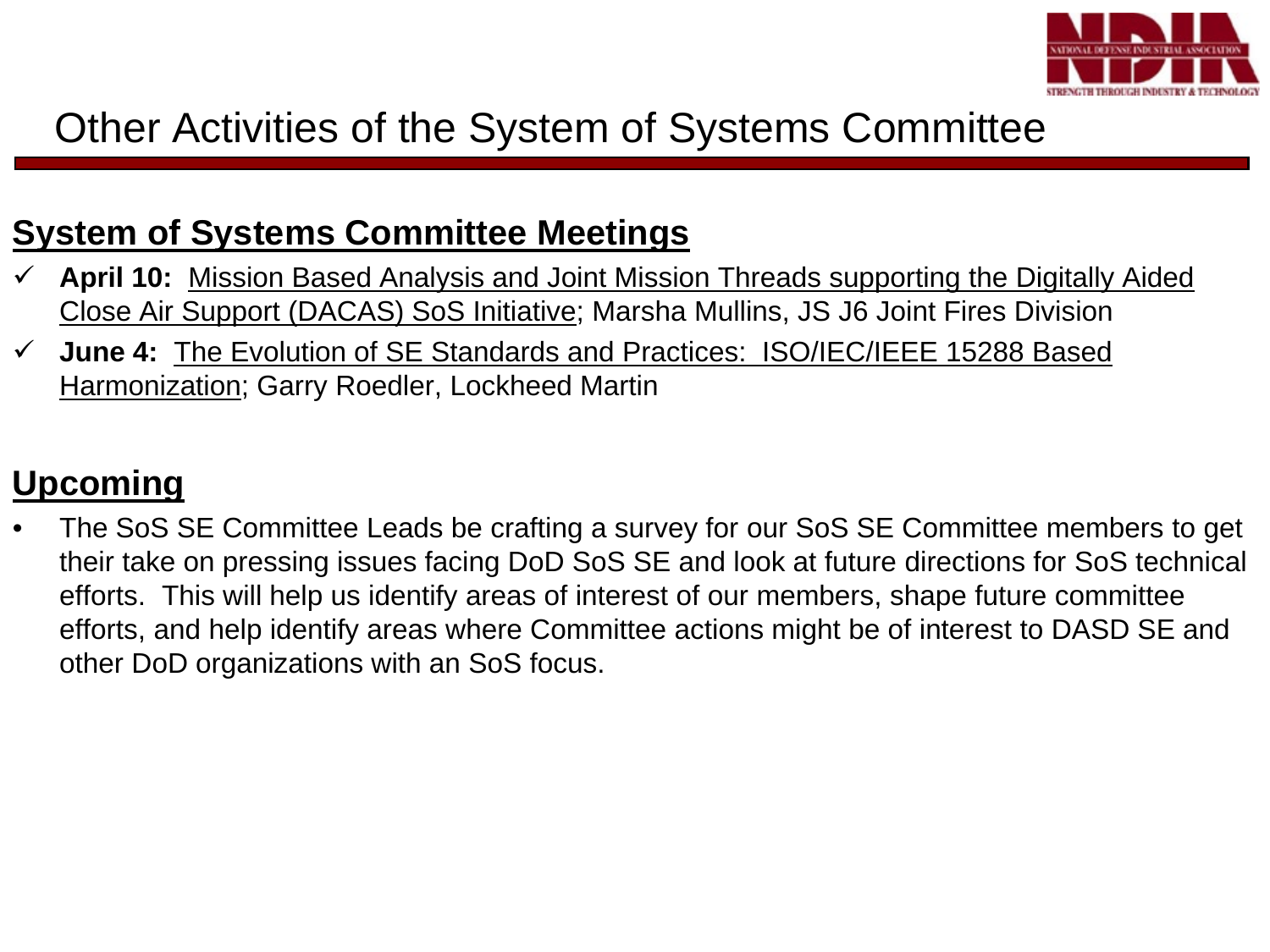# Other Activities of the System of Systems Committee

## System of Systems Committee Meetings

- ✓ **April 10:** Mission Based Analysis and Joint Mission Threads supporting the Digitally Aided Close Air Support (DACAS) SoS Initiative; Marsha Mullins, JS J6 Joint Fires Division
- ✓ **June 4:** The Evolution of SE Standards and Practices: ISO/IEC/IEEE 15288 Based Harmonization; Garry Roedler, Lockheed Martin

## Upcoming

- The SoS SE Committee Leads be crafting a survey for our SoS SE Committee members to get their take on pressing issues facing DoD SoS SE and look at future directions for SoS technical efforts. This will help us identify areas of interest of our members, shape future committee efforts, and help identify areas where Committee actions might be of interest to DASD SE and other DoD organizations with an SoS focus.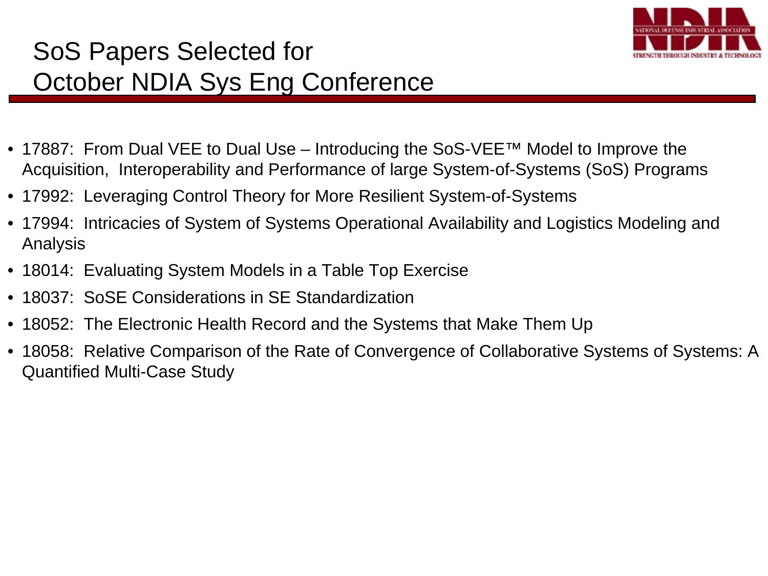# SoS Papers Selected for October NDIA Sys Eng Conference

- 17887: From Dual VEE to Dual Use – Introducing the SoS-VEE™ Model to Improve the Acquisition, Interoperability and Performance of large System-of-Systems (SoS) Programs
- 17992: Leveraging Control Theory for More Resilient System-of-Systems
- 17994: Intricacies of System of Systems Operational Availability and Logistics Modeling and Analysis
- 18014: Evaluating System Models in a Table Top Exercise
- 18037: SoSE Considerations in SE Standardization
- 18052: The Electronic Health Record and the Systems that Make Them Up
- 18058: Relative Comparison of the Rate of Convergence of Collaborative Systems of Systems: A Quantified Multi-Case Study